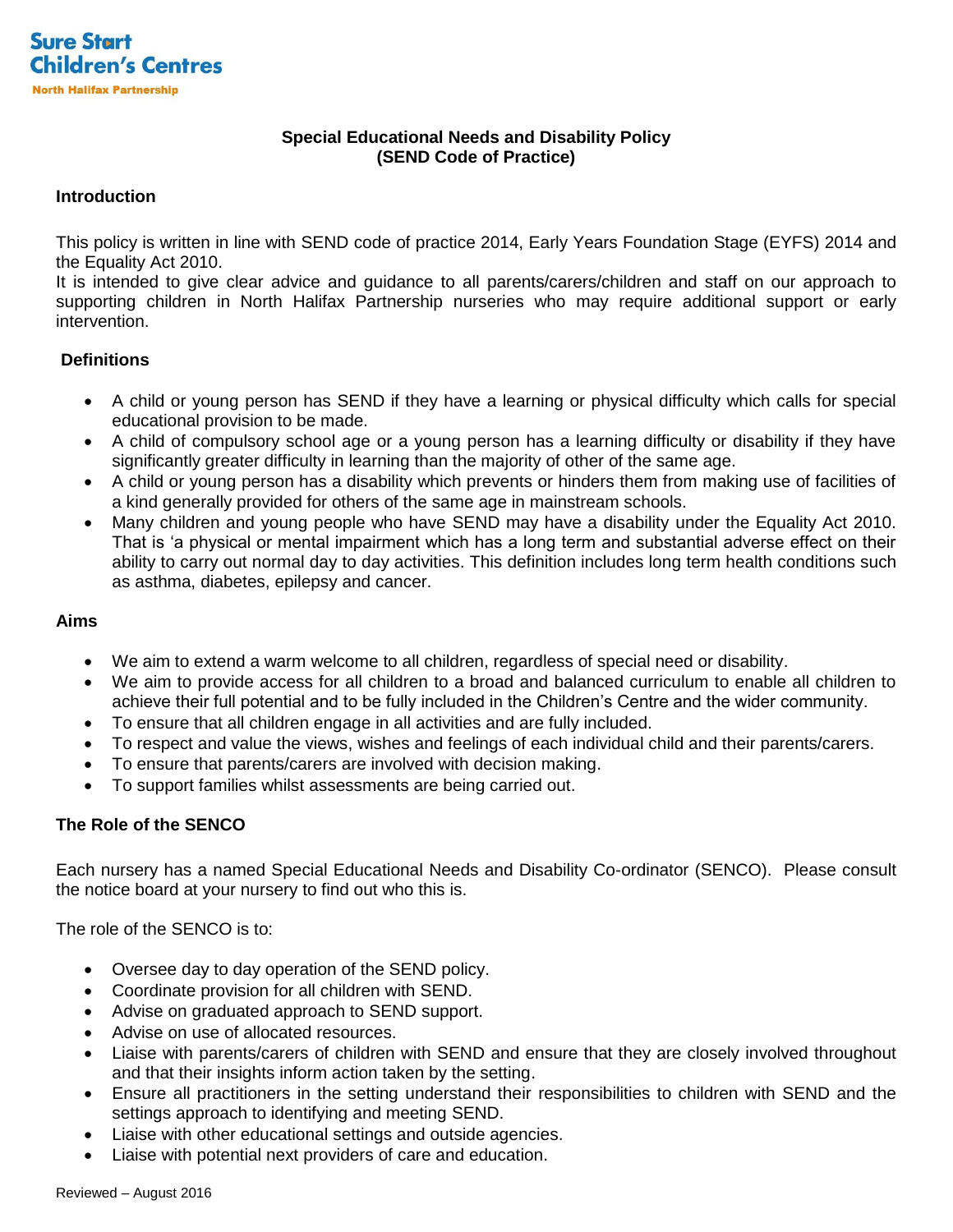Sure Start
Children's Centres
North Halifax Partnership

# Special Educational Needs and Disability Policy
# (SEND Code of Practice)

## Introduction

This policy is written in line with SEND code of practice 2014, Early Years Foundation Stage (EYFS) 2014 and the Equality Act 2010.
It is intended to give clear advice and guidance to all parents/carers/children and staff on our approach to supporting children in North Halifax Partnership nurseries who may require additional support or early intervention.

## Definitions

- A child or young person has SEND if they have a learning or physical difficulty which calls for special educational provision to be made.
- A child of compulsory school age or a young person has a learning difficulty or disability if they have significantly greater difficulty in learning than the majority of other of the same age.
- A child or young person has a disability which prevents or hinders them from making use of facilities of a kind generally provided for others of the same age in mainstream schools.
- Many children and young people who have SEND may have a disability under the Equality Act 2010. That is 'a physical or mental impairment which has a long term and substantial adverse effect on their ability to carry out normal day to day activities. This definition includes long term health conditions such as asthma, diabetes, epilepsy and cancer.

## Aims

- We aim to extend a warm welcome to all children, regardless of special need or disability.
- We aim to provide access for all children to a broad and balanced curriculum to enable all children to achieve their full potential and to be fully included in the Children's Centre and the wider community.
- To ensure that all children engage in all activities and are fully included.
- To respect and value the views, wishes and feelings of each individual child and their parents/carers.
- To ensure that parents/carers are involved with decision making.
- To support families whilst assessments are being carried out.

## The Role of the SENCO

Each nursery has a named Special Educational Needs and Disability Co-ordinator (SENCO). Please consult the notice board at your nursery to find out who this is.

The role of the SENCO is to:

- Oversee day to day operation of the SEND policy.
- Coordinate provision for all children with SEND.
- Advise on graduated approach to SEND support.
- Advise on use of allocated resources.
- Liaise with parents/carers of children with SEND and ensure that they are closely involved throughout and that their insights inform action taken by the setting.
- Ensure all practitioners in the setting understand their responsibilities to children with SEND and the settings approach to identifying and meeting SEND.
- Liaise with other educational settings and outside agencies.
- Liaise with potential next providers of care and education.

Reviewed – August 2016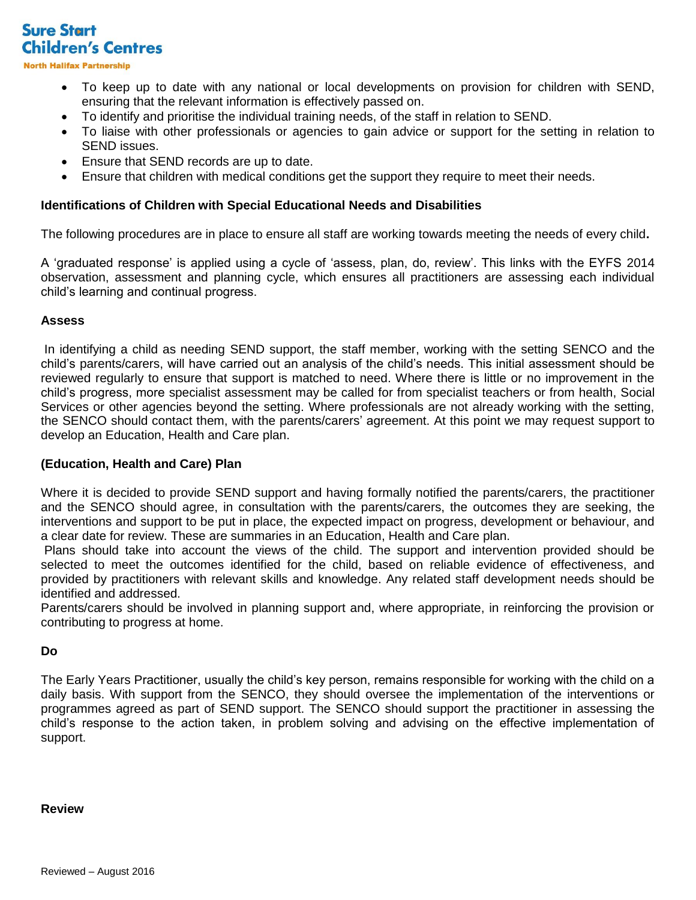- To keep up to date with any national or local developments on provision for children with SEND, ensuring that the relevant information is effectively passed on.
- To identify and prioritise the individual training needs, of the staff in relation to SEND.
- To liaise with other professionals or agencies to gain advice or support for the setting in relation to SEND issues.
- Ensure that SEND records are up to date.
- Ensure that children with medical conditions get the support they require to meet their needs.

**Identifications of Children with Special Educational Needs and Disabilities**

The following procedures are in place to ensure all staff are working towards meeting the needs of every child**.**

A 'graduated response' is applied using a cycle of 'assess, plan, do, review'. This links with the EYFS 2014 observation, assessment and planning cycle, which ensures all practitioners are assessing each individual child's learning and continual progress.

**Assess**

In identifying a child as needing SEND support, the staff member, working with the setting SENCO and the child's parents/carers, will have carried out an analysis of the child's needs. This initial assessment should be reviewed regularly to ensure that support is matched to need. Where there is little or no improvement in the child's progress, more specialist assessment may be called for from specialist teachers or from health, Social Services or other agencies beyond the setting. Where professionals are not already working with the setting, the SENCO should contact them, with the parents/carers' agreement. At this point we may request support to develop an Education, Health and Care plan.

**(Education, Health and Care) Plan**

Where it is decided to provide SEND support and having formally notified the parents/carers, the practitioner and the SENCO should agree, in consultation with the parents/carers, the outcomes they are seeking, the interventions and support to be put in place, the expected impact on progress, development or behaviour, and a clear date for review. These are summaries in an Education, Health and Care plan.

Plans should take into account the views of the child. The support and intervention provided should be selected to meet the outcomes identified for the child, based on reliable evidence of effectiveness, and provided by practitioners with relevant skills and knowledge. Any related staff development needs should be identified and addressed.

Parents/carers should be involved in planning support and, where appropriate, in reinforcing the provision or contributing to progress at home.

**Do**

The Early Years Practitioner, usually the child's key person, remains responsible for working with the child on a daily basis. With support from the SENCO, they should oversee the implementation of the interventions or programmes agreed as part of SEND support. The SENCO should support the practitioner in assessing the child's response to the action taken, in problem solving and advising on the effective implementation of support.

**Review**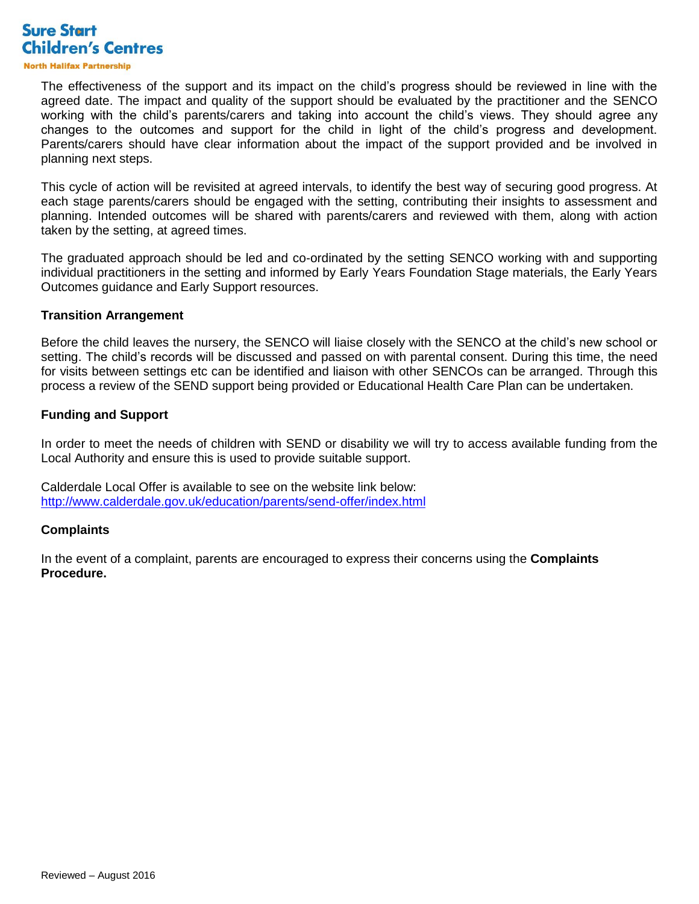The effectiveness of the support and its impact on the child's progress should be reviewed in line with the agreed date. The impact and quality of the support should be evaluated by the practitioner and the SENCO working with the child's parents/carers and taking into account the child's views. They should agree any changes to the outcomes and support for the child in light of the child's progress and development. Parents/carers should have clear information about the impact of the support provided and be involved in planning next steps.

This cycle of action will be revisited at agreed intervals, to identify the best way of securing good progress. At each stage parents/carers should be engaged with the setting, contributing their insights to assessment and planning. Intended outcomes will be shared with parents/carers and reviewed with them, along with action taken by the setting, at agreed times.

The graduated approach should be led and co-ordinated by the setting SENCO working with and supporting individual practitioners in the setting and informed by Early Years Foundation Stage materials, the Early Years Outcomes guidance and Early Support resources.

**Transition Arrangement**

Before the child leaves the nursery, the SENCO will liaise closely with the SENCO at the child's new school or setting. The child's records will be discussed and passed on with parental consent. During this time, the need for visits between settings etc can be identified and liaison with other SENCOs can be arranged. Through this process a review of the SEND support being provided or Educational Health Care Plan can be undertaken.

**Funding and Support**

In order to meet the needs of children with SEND or disability we will try to access available funding from the Local Authority and ensure this is used to provide suitable support.

Calderdale Local Offer is available to see on the website link below:
http://www.calderdale.gov.uk/education/parents/send-offer/index.html

**Complaints**

In the event of a complaint, parents are encouraged to express their concerns using the **Complaints Procedure.**

Reviewed – August 2016